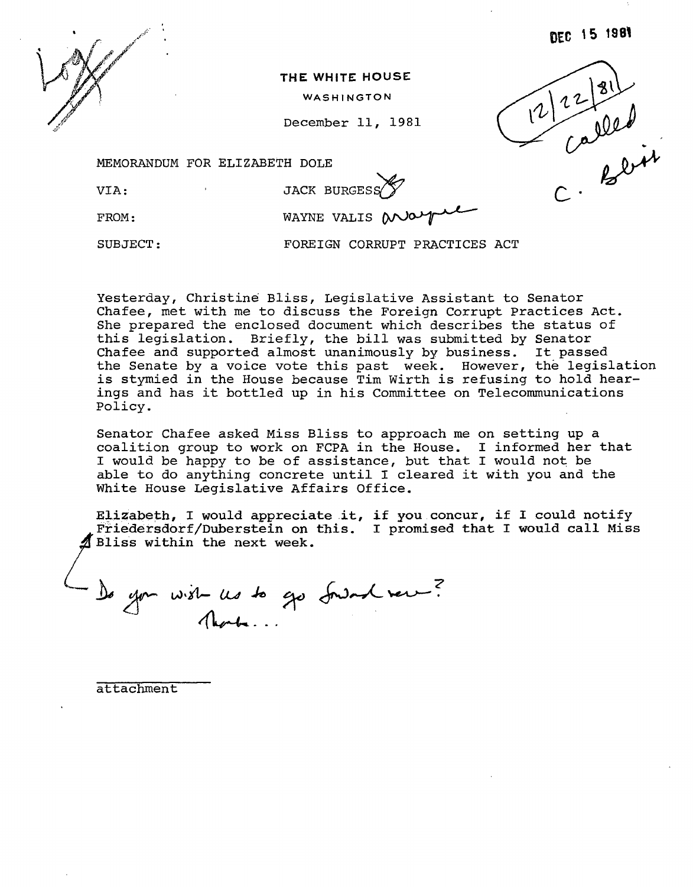DEC 15 1981

THE WHITE HOUSE

WASHINGTON

December 11, 1981

12/22/81 called C. Bliss

MEMORANDUM FOR ELIZABETH DOLE

VIA: JACK BURGESS

FROM: WAYNE VALIS

SUBJECT: FOREIGN CORRUPT PRACTICES ACT

Yesterday, Christine Bliss, Legislative Assistant to Senator Chafee, met with me to discuss the Foreign Corrupt Practices Act. She prepared the enclosed document which describes the status of this legislation. Briefly, the bill was submitted by Senator Chafee and supported almost unanimously by business. It passed the Senate by a voice vote this past week. However, the legislation is stymied in the House because Tim Wirth is refusing to hold hearings and has it bottled up in his Committee on Telecommunications Policy.

Senator Chafee asked Miss Bliss to approach me on setting up a coalition group to work on FCPA in the House. I informed her that I would be happy to be of assistance, but that I would not be able to do anything concrete until I cleared it with you and the White House Legislative Affairs Office.

Elizabeth, I would appreciate it, if you concur, if I could notify Friedersdorf/Duberstein on this. I promised that I would call Miss Bliss within the next week.

Do you wish us to go forward now? Thanks...

attachment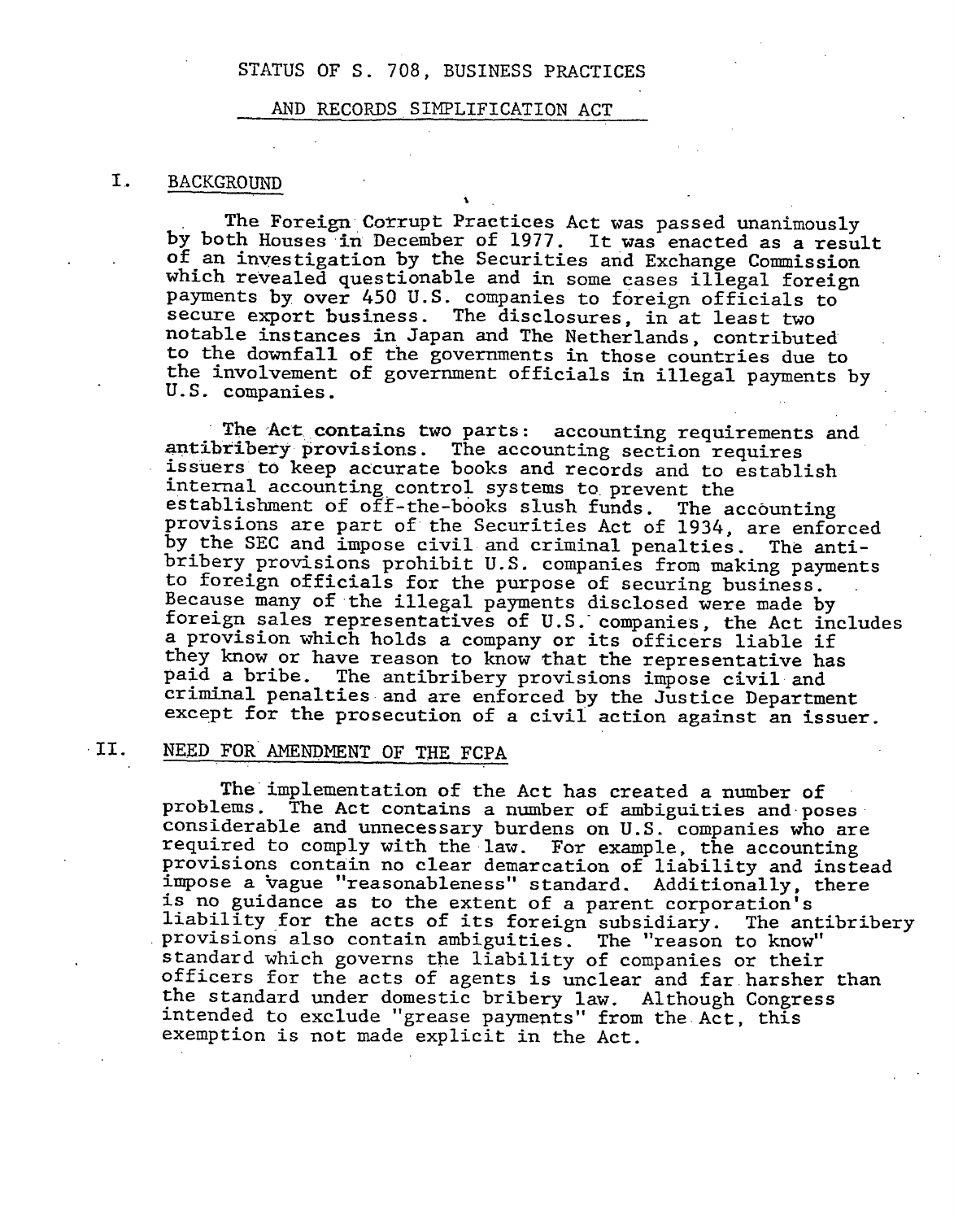# STATUS OF S. 708, BUSINESS PRACTICES AND RECORDS SIMPLIFICATION ACT

## I. BACKGROUND

The Foreign Corrupt Practices Act was passed unanimously by both Houses in December of 1977. It was enacted as a result of an investigation by the Securities and Exchange Commission which revealed questionable and in some cases illegal foreign payments by over 450 U.S. companies to foreign officials to secure export business. The disclosures, in at least two notable instances in Japan and The Netherlands, contributed to the downfall of the governments in those countries due to the involvement of government officials in illegal payments by U.S. companies.

The Act contains two parts: accounting requirements and antibribery provisions. The accounting section requires issuers to keep accurate books and records and to establish internal accounting control systems to prevent the establishment of off-the-books slush funds. The accounting provisions are part of the Securities Act of 1934, are enforced by the SEC and impose civil and criminal penalties. The antibribery provisions prohibit U.S. companies from making payments to foreign officials for the purpose of securing business. Because many of the illegal payments disclosed were made by foreign sales representatives of U.S. companies, the Act includes a provision which holds a company or its officers liable if they know or have reason to know that the representative has paid a bribe. The antibribery provisions impose civil and criminal penalties and are enforced by the Justice Department except for the prosecution of a civil action against an issuer.

## II. NEED FOR AMENDMENT OF THE FCPA

The implementation of the Act has created a number of problems. The Act contains a number of ambiguities and poses considerable and unnecessary burdens on U.S. companies who are required to comply with the law. For example, the accounting provisions contain no clear demarcation of liability and instead impose a vague "reasonableness" standard. Additionally, there is no guidance as to the extent of a parent corporation's liability for the acts of its foreign subsidiary. The antibribery provisions also contain ambiguities. The "reason to know" standard which governs the liability of companies or their officers for the acts of agents is unclear and far harsher than the standard under domestic bribery law. Although Congress intended to exclude "grease payments" from the Act, this exemption is not made explicit in the Act.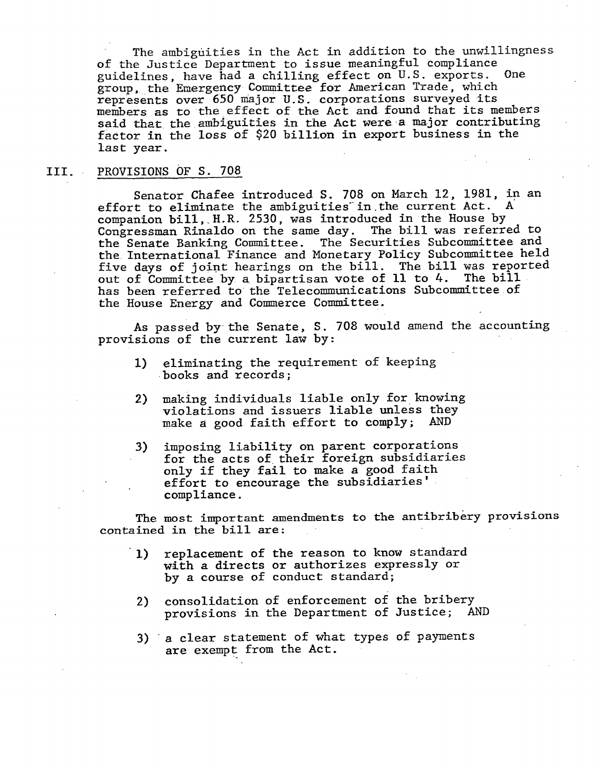The ambiguities in the Act in addition to the unwillingness of the Justice Department to issue meaningful compliance guidelines, have had a chilling effect on U.S. exports. One group, the Emergency Committee for American Trade, which represents over 650 major U.S. corporations surveyed its members as to the effect of the Act and found that its members said that the ambiguities in the Act were a major contributing factor in the loss of $20 billion in export business in the last year.

## III. PROVISIONS OF S. 708

Senator Chafee introduced S. 708 on March 12, 1981, in an effort to eliminate the ambiguities in the current Act. A companion bill, H.R. 2530, was introduced in the House by Congressman Rinaldo on the same day. The bill was referred to the Senate Banking Committee. The Securities Subcommittee and the International Finance and Monetary Policy Subcommittee held five days of joint hearings on the bill. The bill was reported out of Committee by a bipartisan vote of 11 to 4. The bill has been referred to the Telecommunications Subcommittee of the House Energy and Commerce Committee.

As passed by the Senate, S. 708 would amend the accounting provisions of the current law by:

1) eliminating the requirement of keeping books and records;

2) making individuals liable only for knowing violations and issuers liable unless they make a good faith effort to comply; AND

3) imposing liability on parent corporations for the acts of their foreign subsidiaries only if they fail to make a good faith effort to encourage the subsidiaries' compliance.

The most important amendments to the antibribery provisions contained in the bill are:

1) replacement of the reason to know standard with a directs or authorizes expressly or by a course of conduct standard;

2) consolidation of enforcement of the bribery provisions in the Department of Justice; AND

3) a clear statement of what types of payments are exempt from the Act.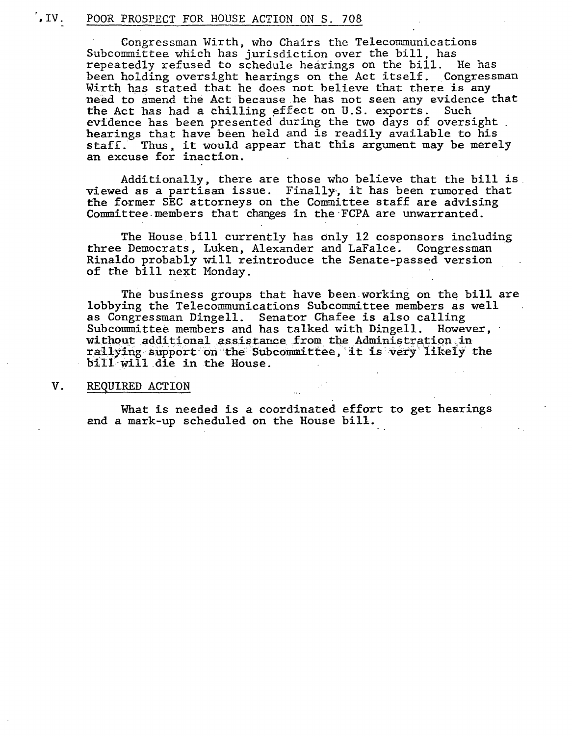## IV. POOR PROSPECT FOR HOUSE ACTION ON S. 708

Congressman Wirth, who Chairs the Telecommunications Subcommittee which has jurisdiction over the bill, has repeatedly refused to schedule hearings on the bill. He has been holding oversight hearings on the Act itself. Congressman Wirth has stated that he does not believe that there is any need to amend the Act because he has not seen any evidence that the Act has had a chilling effect on U.S. exports. Such evidence has been presented during the two days of oversight hearings that have been held and is readily available to his staff. Thus, it would appear that this argument may be merely an excuse for inaction.

Additionally, there are those who believe that the bill is viewed as a partisan issue. Finally, it has been rumored that the former SEC attorneys on the Committee staff are advising Committee members that changes in the FCPA are unwarranted.

The House bill currently has only 12 cosponsors including three Democrats, Luken, Alexander and LaFalce. Congressman Rinaldo probably will reintroduce the Senate-passed version of the bill next Monday.

The business groups that have been working on the bill are lobbying the Telecommunications Subcommittee members as well as Congressman Dingell. Senator Chafee is also calling Subcommittee members and has talked with Dingell. However, without additional assistance from the Administration in rallying support on the Subcommittee, it is very likely the bill will die in the House.

## V. REQUIRED ACTION

What is needed is a coordinated effort to get hearings and a mark-up scheduled on the House bill.